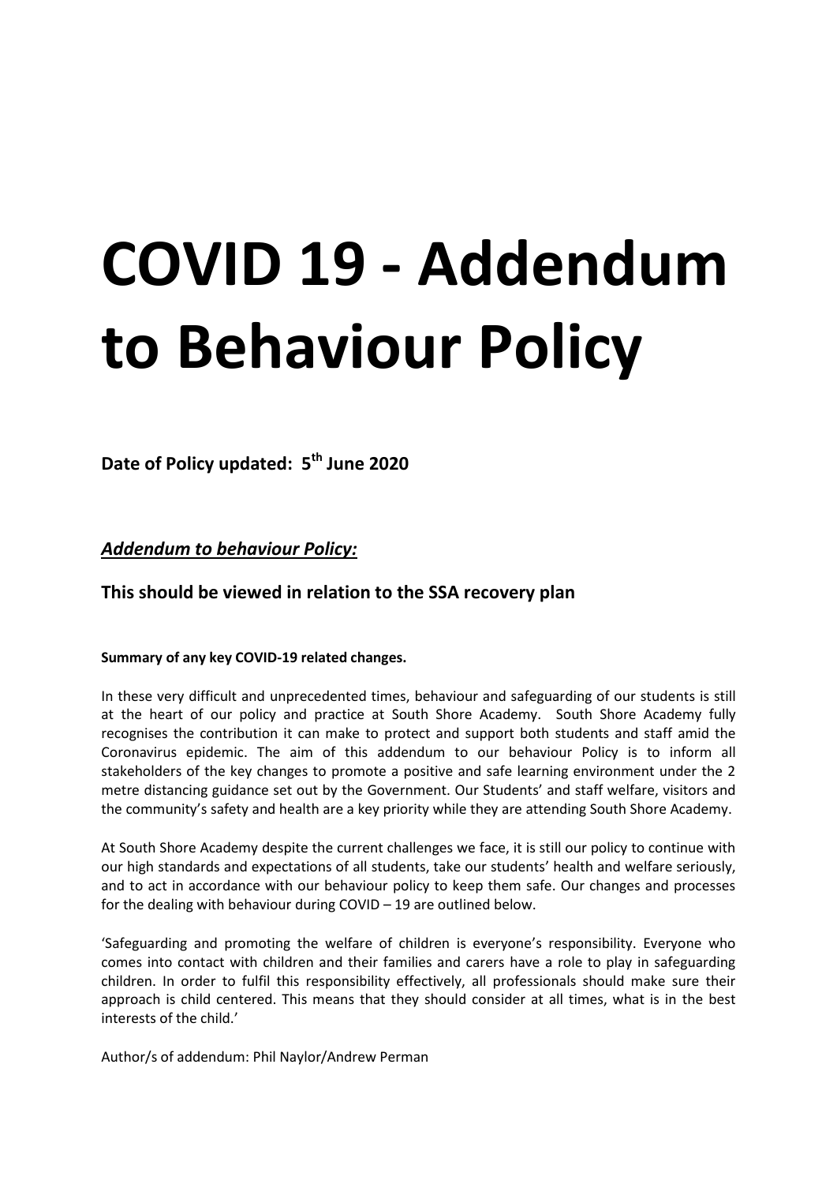# COVID 19 - Addendum to Behaviour Policy

**Date of Policy updated: 5th June 2020**

***Addendum to behaviour Policy:***

## This should be viewed in relation to the SSA recovery plan

**Summary of any key COVID-19 related changes.**

In these very difficult and unprecedented times, behaviour and safeguarding of our students is still at the heart of our policy and practice at South Shore Academy. South Shore Academy fully recognises the contribution it can make to protect and support both students and staff amid the Coronavirus epidemic. The aim of this addendum to our behaviour Policy is to inform all stakeholders of the key changes to promote a positive and safe learning environment under the 2 metre distancing guidance set out by the Government. Our Students' and staff welfare, visitors and the community's safety and health are a key priority while they are attending South Shore Academy.

At South Shore Academy despite the current challenges we face, it is still our policy to continue with our high standards and expectations of all students, take our students' health and welfare seriously, and to act in accordance with our behaviour policy to keep them safe. Our changes and processes for the dealing with behaviour during COVID – 19 are outlined below.

'Safeguarding and promoting the welfare of children is everyone's responsibility. Everyone who comes into contact with children and their families and carers have a role to play in safeguarding children. In order to fulfil this responsibility effectively, all professionals should make sure their approach is child centered. This means that they should consider at all times, what is in the best interests of the child.'

Author/s of addendum: Phil Naylor/Andrew Perman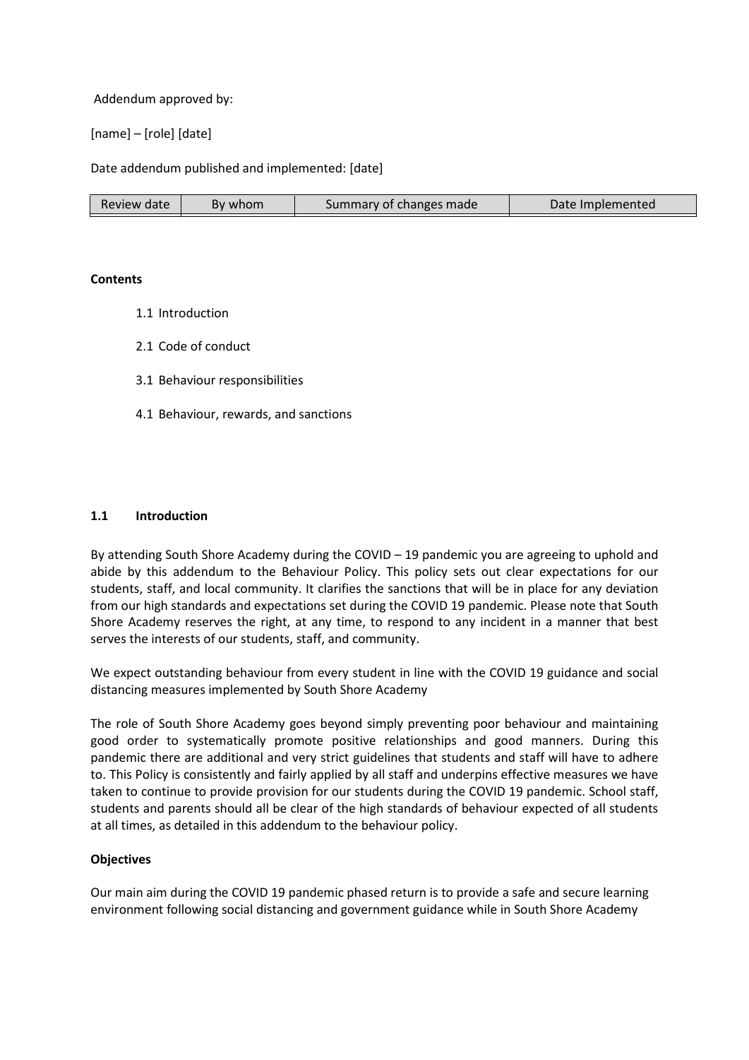Addendum approved by:

[name] – [role] [date]

Date addendum published and implemented: [date]

| Review date | By whom | Summary of changes made | Date Implemented |
|---|---|---|---|

**Contents**

1.1 Introduction

2.1 Code of conduct

3.1 Behaviour responsibilities

4.1 Behaviour, rewards, and sanctions

## 1.1 Introduction

By attending South Shore Academy during the COVID – 19 pandemic you are agreeing to uphold and abide by this addendum to the Behaviour Policy. This policy sets out clear expectations for our students, staff, and local community. It clarifies the sanctions that will be in place for any deviation from our high standards and expectations set during the COVID 19 pandemic. Please note that South Shore Academy reserves the right, at any time, to respond to any incident in a manner that best serves the interests of our students, staff, and community.

We expect outstanding behaviour from every student in line with the COVID 19 guidance and social distancing measures implemented by South Shore Academy

The role of South Shore Academy goes beyond simply preventing poor behaviour and maintaining good order to systematically promote positive relationships and good manners. During this pandemic there are additional and very strict guidelines that students and staff will have to adhere to. This Policy is consistently and fairly applied by all staff and underpins effective measures we have taken to continue to provide provision for our students during the COVID 19 pandemic. School staff, students and parents should all be clear of the high standards of behaviour expected of all students at all times, as detailed in this addendum to the behaviour policy.

**Objectives**

Our main aim during the COVID 19 pandemic phased return is to provide a safe and secure learning environment following social distancing and government guidance while in South Shore Academy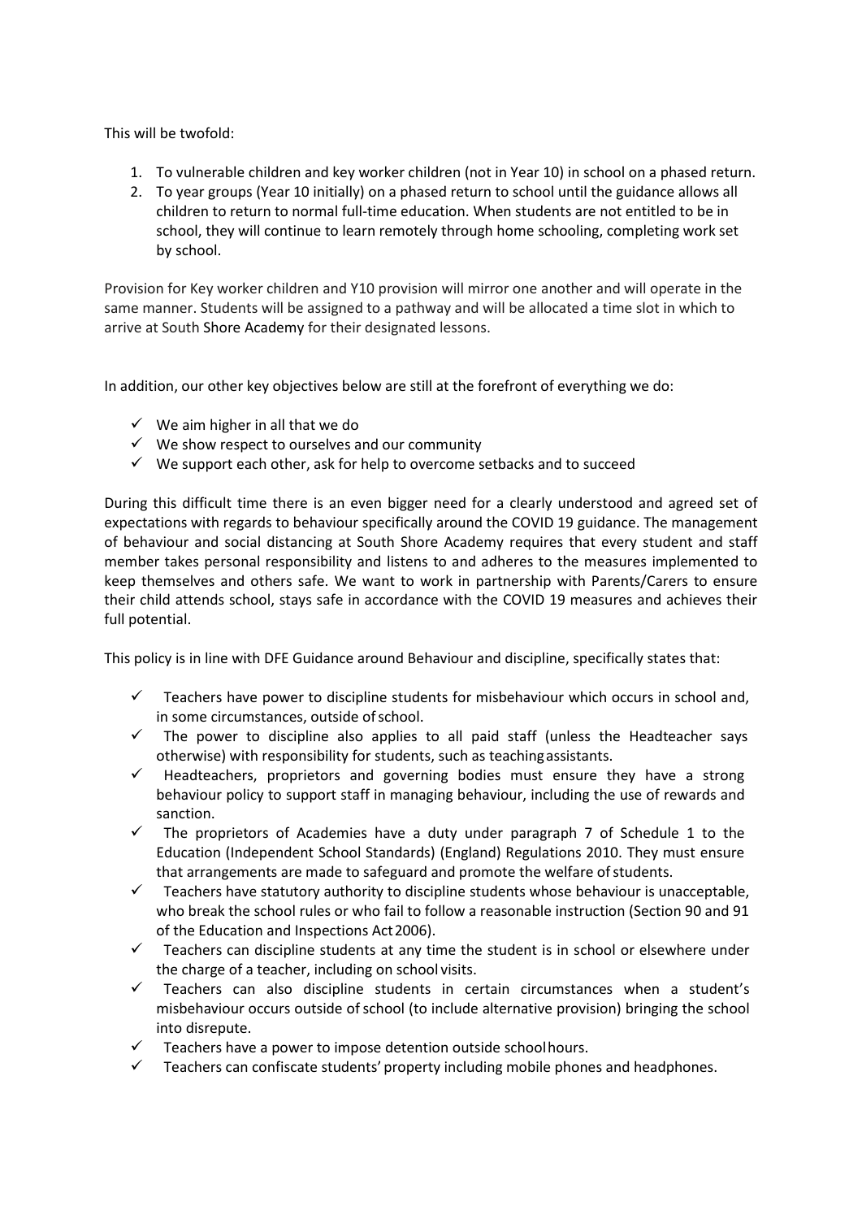This will be twofold:

1. To vulnerable children and key worker children (not in Year 10) in school on a phased return.
2. To year groups (Year 10 initially) on a phased return to school until the guidance allows all children to return to normal full-time education. When students are not entitled to be in school, they will continue to learn remotely through home schooling, completing work set by school.

Provision for Key worker children and Y10 provision will mirror one another and will operate in the same manner. Students will be assigned to a pathway and will be allocated a time slot in which to arrive at South Shore Academy for their designated lessons.

In addition, our other key objectives below are still at the forefront of everything we do:

- ✓ We aim higher in all that we do
- ✓ We show respect to ourselves and our community
- ✓ We support each other, ask for help to overcome setbacks and to succeed

During this difficult time there is an even bigger need for a clearly understood and agreed set of expectations with regards to behaviour specifically around the COVID 19 guidance. The management of behaviour and social distancing at South Shore Academy requires that every student and staff member takes personal responsibility and listens to and adheres to the measures implemented to keep themselves and others safe. We want to work in partnership with Parents/Carers to ensure their child attends school, stays safe in accordance with the COVID 19 measures and achieves their full potential.

This policy is in line with DFE Guidance around Behaviour and discipline, specifically states that:

- ✓ Teachers have power to discipline students for misbehaviour which occurs in school and, in some circumstances, outside of school.
- ✓ The power to discipline also applies to all paid staff (unless the Headteacher says otherwise) with responsibility for students, such as teaching assistants.
- ✓ Headteachers, proprietors and governing bodies must ensure they have a strong behaviour policy to support staff in managing behaviour, including the use of rewards and sanction.
- ✓ The proprietors of Academies have a duty under paragraph 7 of Schedule 1 to the Education (Independent School Standards) (England) Regulations 2010. They must ensure that arrangements are made to safeguard and promote the welfare of students.
- ✓ Teachers have statutory authority to discipline students whose behaviour is unacceptable, who break the school rules or who fail to follow a reasonable instruction (Section 90 and 91 of the Education and Inspections Act 2006).
- ✓ Teachers can discipline students at any time the student is in school or elsewhere under the charge of a teacher, including on school visits.
- ✓ Teachers can also discipline students in certain circumstances when a student's misbehaviour occurs outside of school (to include alternative provision) bringing the school into disrepute.
- ✓ Teachers have a power to impose detention outside school hours.
- ✓ Teachers can confiscate students' property including mobile phones and headphones.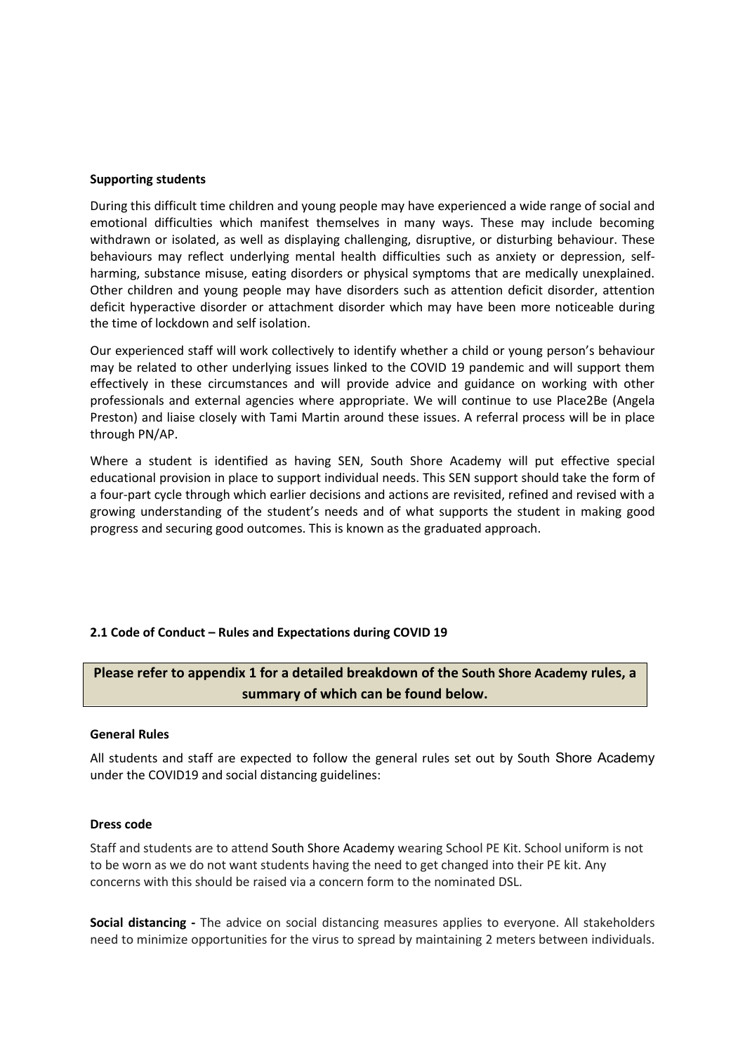**Supporting students**

During this difficult time children and young people may have experienced a wide range of social and emotional difficulties which manifest themselves in many ways. These may include becoming withdrawn or isolated, as well as displaying challenging, disruptive, or disturbing behaviour. These behaviours may reflect underlying mental health difficulties such as anxiety or depression, self-harming, substance misuse, eating disorders or physical symptoms that are medically unexplained. Other children and young people may have disorders such as attention deficit disorder, attention deficit hyperactive disorder or attachment disorder which may have been more noticeable during the time of lockdown and self isolation.

Our experienced staff will work collectively to identify whether a child or young person's behaviour may be related to other underlying issues linked to the COVID 19 pandemic and will support them effectively in these circumstances and will provide advice and guidance on working with other professionals and external agencies where appropriate. We will continue to use Place2Be (Angela Preston) and liaise closely with Tami Martin around these issues. A referral process will be in place through PN/AP.

Where a student is identified as having SEN, South Shore Academy will put effective special educational provision in place to support individual needs. This SEN support should take the form of a four-part cycle through which earlier decisions and actions are revisited, refined and revised with a growing understanding of the student's needs and of what supports the student in making good progress and securing good outcomes. This is known as the graduated approach.

**2.1 Code of Conduct – Rules and Expectations during COVID 19**

**Please refer to appendix 1 for a detailed breakdown of the South Shore Academy rules, a summary of which can be found below.**

**General Rules**

All students and staff are expected to follow the general rules set out by South Shore Academy under the COVID19 and social distancing guidelines:

**Dress code**

Staff and students are to attend South Shore Academy wearing School PE Kit. School uniform is not to be worn as we do not want students having the need to get changed into their PE kit. Any concerns with this should be raised via a concern form to the nominated DSL.

**Social distancing -** The advice on social distancing measures applies to everyone. All stakeholders need to minimize opportunities for the virus to spread by maintaining 2 meters between individuals.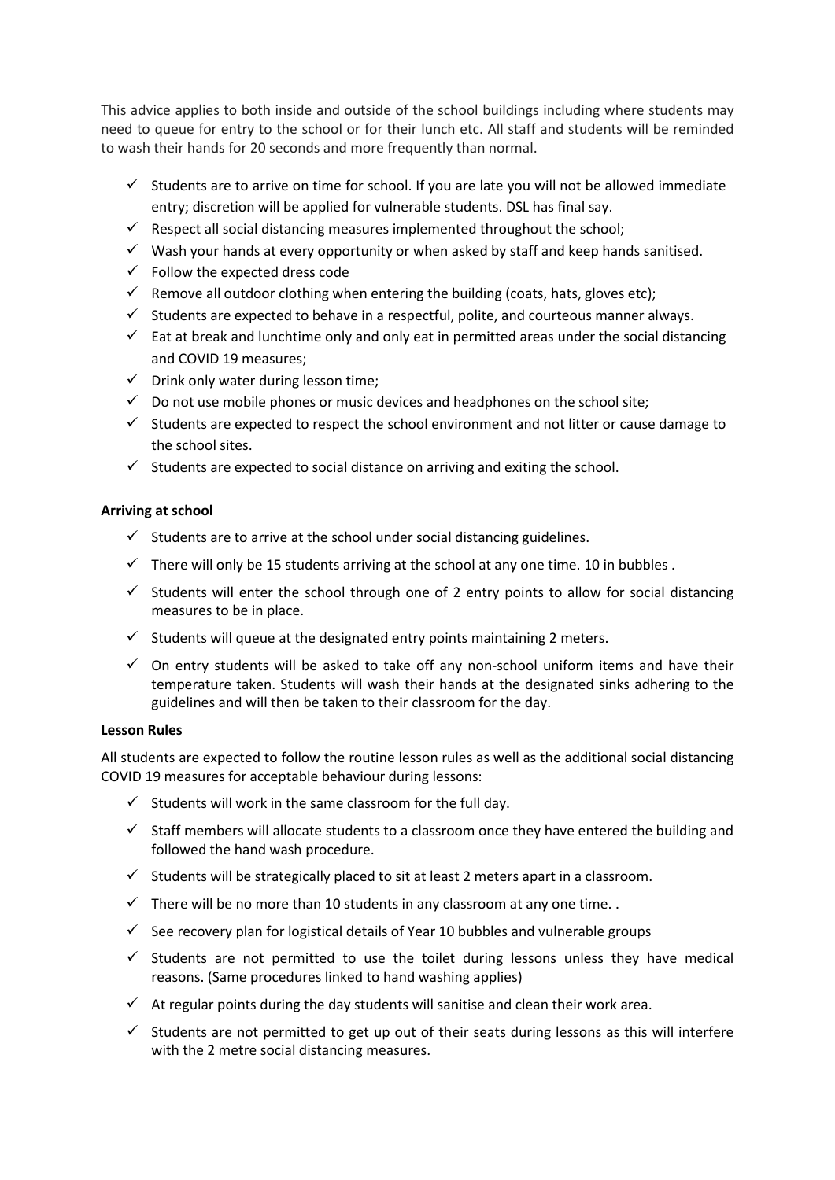This advice applies to both inside and outside of the school buildings including where students may need to queue for entry to the school or for their lunch etc. All staff and students will be reminded to wash their hands for 20 seconds and more frequently than normal.

- ✓ Students are to arrive on time for school. If you are late you will not be allowed immediate entry; discretion will be applied for vulnerable students. DSL has final say.
- ✓ Respect all social distancing measures implemented throughout the school;
- ✓ Wash your hands at every opportunity or when asked by staff and keep hands sanitised.
- ✓ Follow the expected dress code
- ✓ Remove all outdoor clothing when entering the building (coats, hats, gloves etc);
- ✓ Students are expected to behave in a respectful, polite, and courteous manner always.
- ✓ Eat at break and lunchtime only and only eat in permitted areas under the social distancing and COVID 19 measures;
- ✓ Drink only water during lesson time;
- ✓ Do not use mobile phones or music devices and headphones on the school site;
- ✓ Students are expected to respect the school environment and not litter or cause damage to the school sites.
- ✓ Students are expected to social distance on arriving and exiting the school.

**Arriving at school**

- ✓ Students are to arrive at the school under social distancing guidelines.
- ✓ There will only be 15 students arriving at the school at any one time. 10 in bubbles .
- ✓ Students will enter the school through one of 2 entry points to allow for social distancing measures to be in place.
- ✓ Students will queue at the designated entry points maintaining 2 meters.
- ✓ On entry students will be asked to take off any non-school uniform items and have their temperature taken. Students will wash their hands at the designated sinks adhering to the guidelines and will then be taken to their classroom for the day.

**Lesson Rules**

All students are expected to follow the routine lesson rules as well as the additional social distancing COVID 19 measures for acceptable behaviour during lessons:

- ✓ Students will work in the same classroom for the full day.
- ✓ Staff members will allocate students to a classroom once they have entered the building and followed the hand wash procedure.
- ✓ Students will be strategically placed to sit at least 2 meters apart in a classroom.
- ✓ There will be no more than 10 students in any classroom at any one time. .
- ✓ See recovery plan for logistical details of Year 10 bubbles and vulnerable groups
- ✓ Students are not permitted to use the toilet during lessons unless they have medical reasons. (Same procedures linked to hand washing applies)
- ✓ At regular points during the day students will sanitise and clean their work area.
- ✓ Students are not permitted to get up out of their seats during lessons as this will interfere with the 2 metre social distancing measures.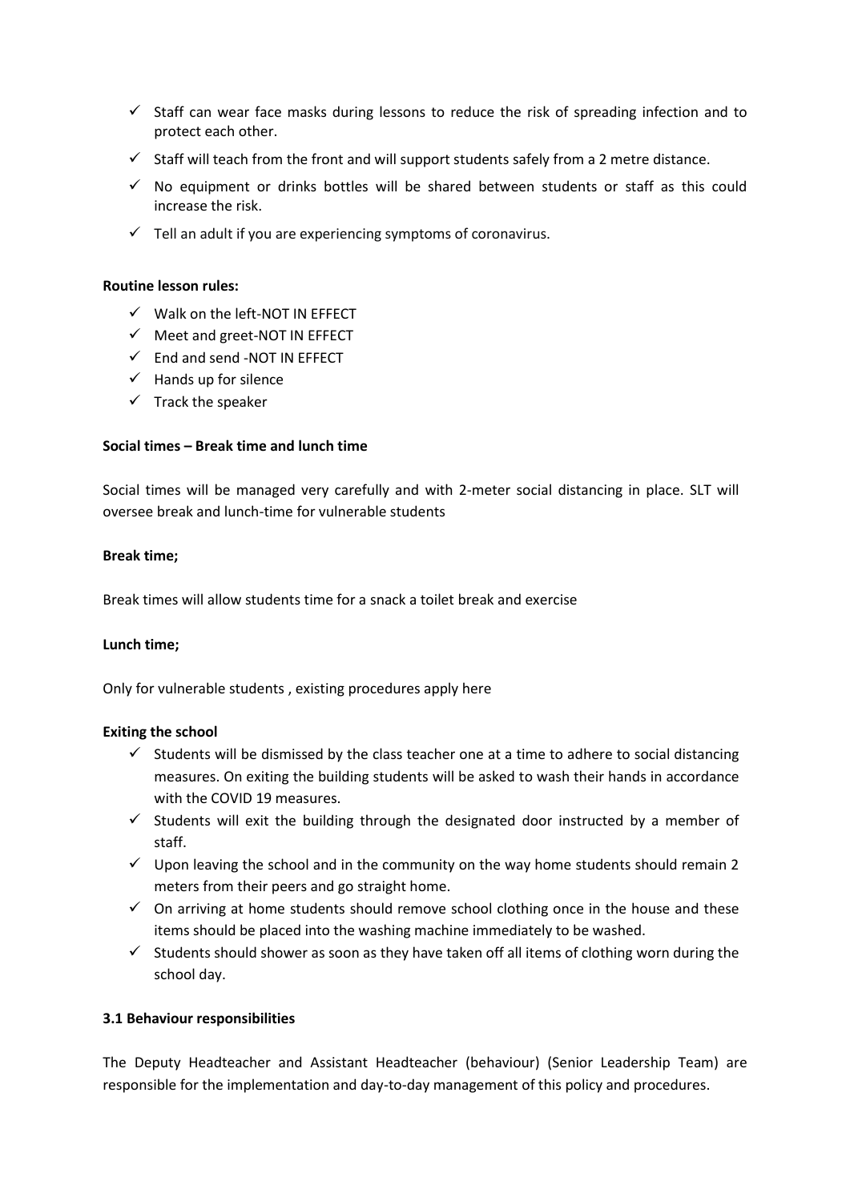- ✓ Staff can wear face masks during lessons to reduce the risk of spreading infection and to protect each other.
- ✓ Staff will teach from the front and will support students safely from a 2 metre distance.
- ✓ No equipment or drinks bottles will be shared between students or staff as this could increase the risk.
- ✓ Tell an adult if you are experiencing symptoms of coronavirus.

**Routine lesson rules:**

- ✓ Walk on the left-NOT IN EFFECT
- ✓ Meet and greet-NOT IN EFFECT
- ✓ End and send -NOT IN EFFECT
- ✓ Hands up for silence
- ✓ Track the speaker

**Social times – Break time and lunch time**

Social times will be managed very carefully and with 2-meter social distancing in place. SLT will oversee break and lunch-time for vulnerable students

**Break time;**

Break times will allow students time for a snack a toilet break and exercise

**Lunch time;**

Only for vulnerable students , existing procedures apply here

**Exiting the school**

- ✓ Students will be dismissed by the class teacher one at a time to adhere to social distancing measures. On exiting the building students will be asked to wash their hands in accordance with the COVID 19 measures.
- ✓ Students will exit the building through the designated door instructed by a member of staff.
- ✓ Upon leaving the school and in the community on the way home students should remain 2 meters from their peers and go straight home.
- ✓ On arriving at home students should remove school clothing once in the house and these items should be placed into the washing machine immediately to be washed.
- ✓ Students should shower as soon as they have taken off all items of clothing worn during the school day.

**3.1 Behaviour responsibilities**

The Deputy Headteacher and Assistant Headteacher (behaviour) (Senior Leadership Team) are responsible for the implementation and day-to-day management of this policy and procedures.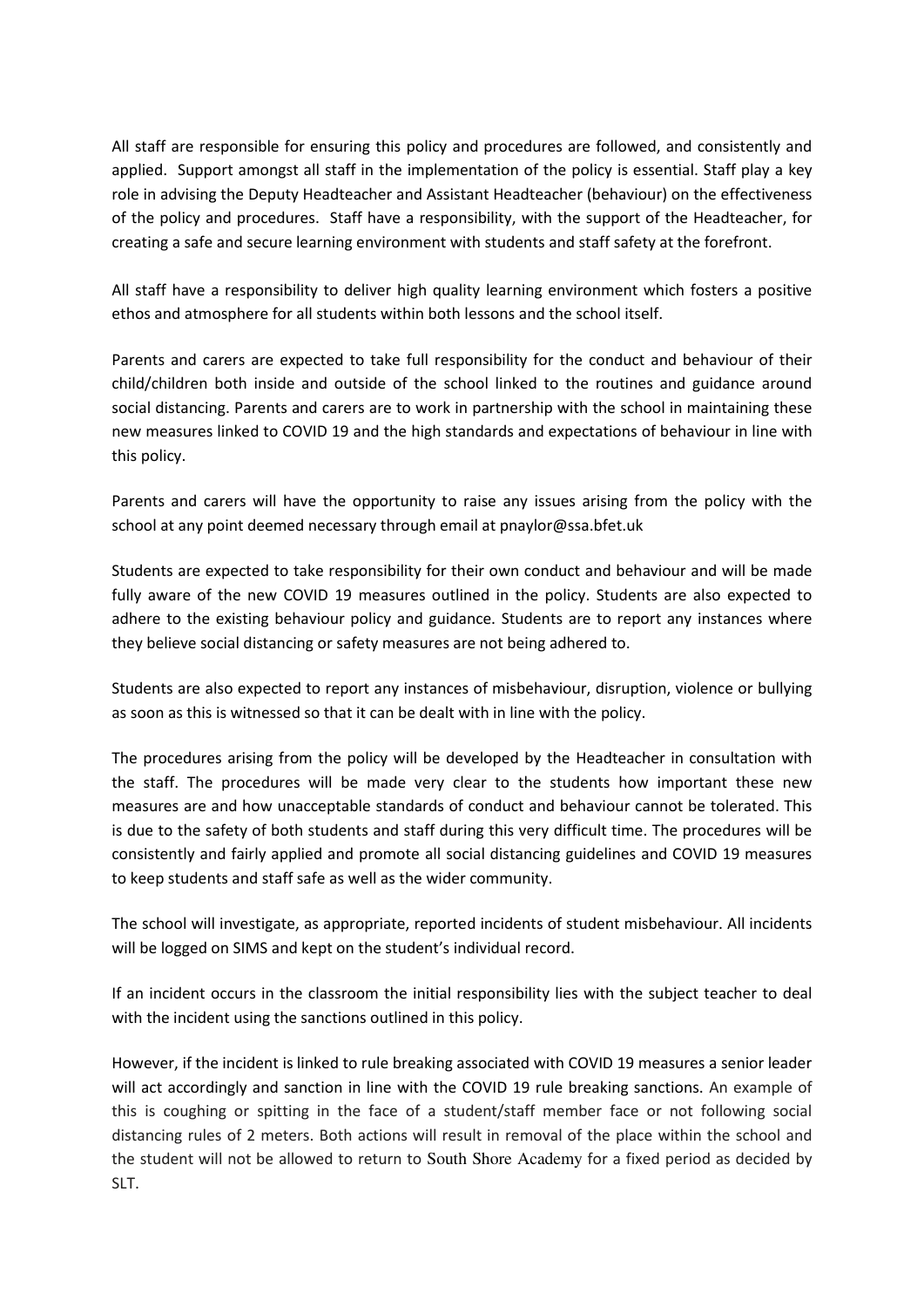All staff are responsible for ensuring this policy and procedures are followed, and consistently and applied. Support amongst all staff in the implementation of the policy is essential. Staff play a key role in advising the Deputy Headteacher and Assistant Headteacher (behaviour) on the effectiveness of the policy and procedures. Staff have a responsibility, with the support of the Headteacher, for creating a safe and secure learning environment with students and staff safety at the forefront.

All staff have a responsibility to deliver high quality learning environment which fosters a positive ethos and atmosphere for all students within both lessons and the school itself.

Parents and carers are expected to take full responsibility for the conduct and behaviour of their child/children both inside and outside of the school linked to the routines and guidance around social distancing. Parents and carers are to work in partnership with the school in maintaining these new measures linked to COVID 19 and the high standards and expectations of behaviour in line with this policy.

Parents and carers will have the opportunity to raise any issues arising from the policy with the school at any point deemed necessary through email at pnaylor@ssa.bfet.uk

Students are expected to take responsibility for their own conduct and behaviour and will be made fully aware of the new COVID 19 measures outlined in the policy. Students are also expected to adhere to the existing behaviour policy and guidance. Students are to report any instances where they believe social distancing or safety measures are not being adhered to.

Students are also expected to report any instances of misbehaviour, disruption, violence or bullying as soon as this is witnessed so that it can be dealt with in line with the policy.

The procedures arising from the policy will be developed by the Headteacher in consultation with the staff. The procedures will be made very clear to the students how important these new measures are and how unacceptable standards of conduct and behaviour cannot be tolerated. This is due to the safety of both students and staff during this very difficult time. The procedures will be consistently and fairly applied and promote all social distancing guidelines and COVID 19 measures to keep students and staff safe as well as the wider community.

The school will investigate, as appropriate, reported incidents of student misbehaviour. All incidents will be logged on SIMS and kept on the student's individual record.

If an incident occurs in the classroom the initial responsibility lies with the subject teacher to deal with the incident using the sanctions outlined in this policy.

However, if the incident is linked to rule breaking associated with COVID 19 measures a senior leader will act accordingly and sanction in line with the COVID 19 rule breaking sanctions. An example of this is coughing or spitting in the face of a student/staff member face or not following social distancing rules of 2 meters. Both actions will result in removal of the place within the school and the student will not be allowed to return to South Shore Academy for a fixed period as decided by SLT.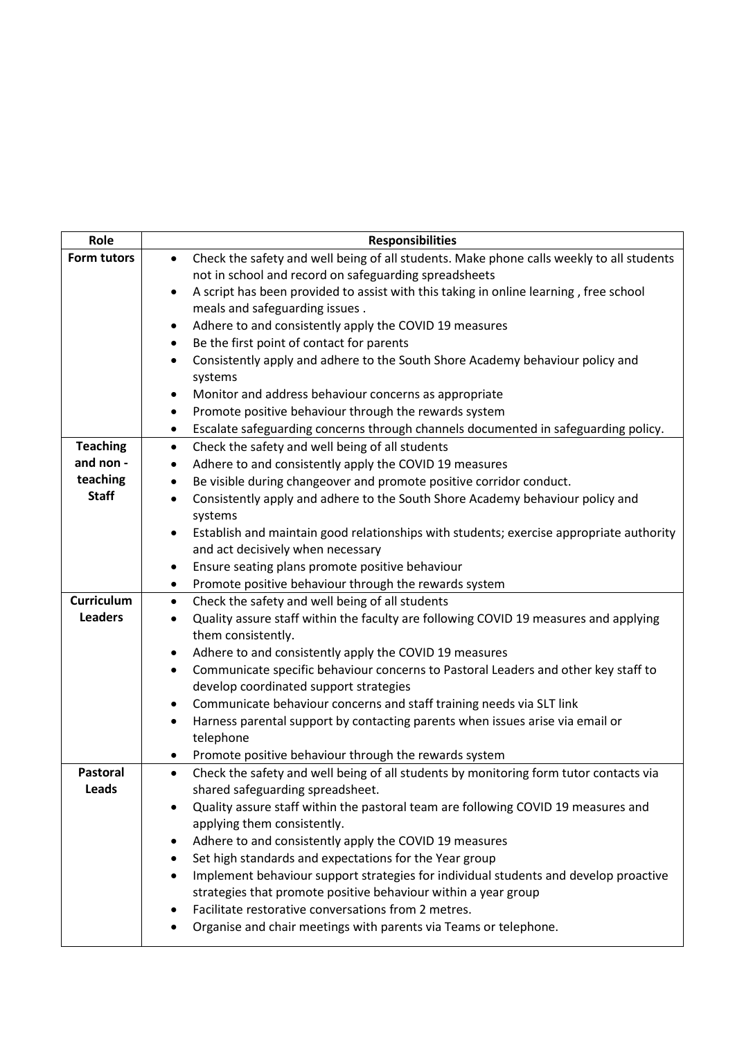| Role | Responsibilities |
|---|---|
| **Form tutors** | • Check the safety and well being of all students. Make phone calls weekly to all students not in school and record on safeguarding spreadsheets<br>• A script has been provided to assist with this taking in online learning , free school meals and safeguarding issues .<br>• Adhere to and consistently apply the COVID 19 measures<br>• Be the first point of contact for parents<br>• Consistently apply and adhere to the South Shore Academy behaviour policy and systems<br>• Monitor and address behaviour concerns as appropriate<br>• Promote positive behaviour through the rewards system<br>• Escalate safeguarding concerns through channels documented in safeguarding policy. |
| **Teaching and non - teaching Staff** | • Check the safety and well being of all students<br>• Adhere to and consistently apply the COVID 19 measures<br>• Be visible during changeover and promote positive corridor conduct.<br>• Consistently apply and adhere to the South Shore Academy behaviour policy and systems<br>• Establish and maintain good relationships with students; exercise appropriate authority and act decisively when necessary<br>• Ensure seating plans promote positive behaviour<br>• Promote positive behaviour through the rewards system |
| **Curriculum Leaders** | • Check the safety and well being of all students<br>• Quality assure staff within the faculty are following COVID 19 measures and applying them consistently.<br>• Adhere to and consistently apply the COVID 19 measures<br>• Communicate specific behaviour concerns to Pastoral Leaders and other key staff to develop coordinated support strategies<br>• Communicate behaviour concerns and staff training needs via SLT link<br>• Harness parental support by contacting parents when issues arise via email or telephone<br>• Promote positive behaviour through the rewards system |
| **Pastoral Leads** | • Check the safety and well being of all students by monitoring form tutor contacts via shared safeguarding spreadsheet.<br>• Quality assure staff within the pastoral team are following COVID 19 measures and applying them consistently.<br>• Adhere to and consistently apply the COVID 19 measures<br>• Set high standards and expectations for the Year group<br>• Implement behaviour support strategies for individual students and develop proactive strategies that promote positive behaviour within a year group<br>• Facilitate restorative conversations from 2 metres.<br>• Organise and chair meetings with parents via Teams or telephone. |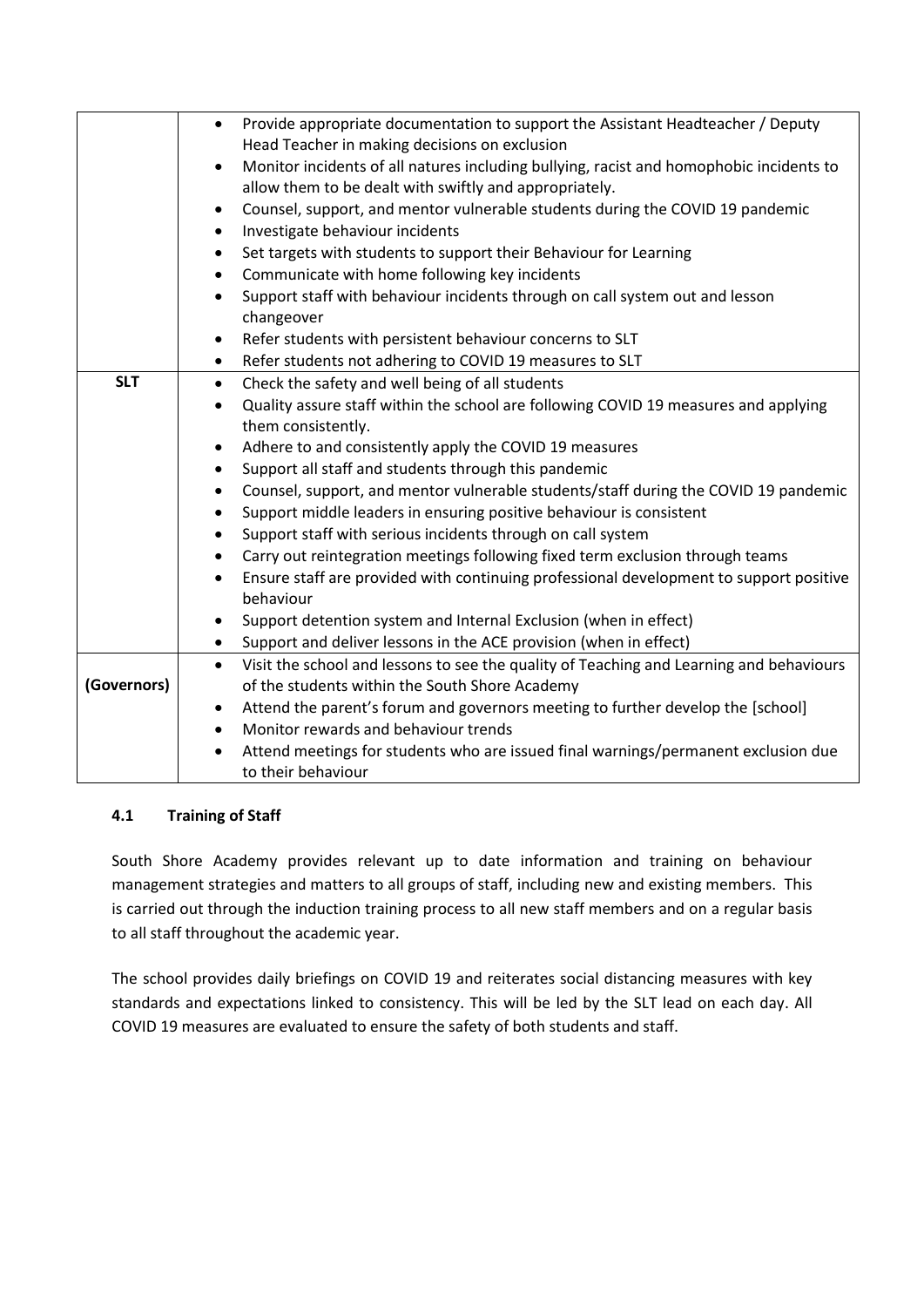| | |
|---|---|
| | • Provide appropriate documentation to support the Assistant Headteacher / Deputy Head Teacher in making decisions on exclusion<br>• Monitor incidents of all natures including bullying, racist and homophobic incidents to allow them to be dealt with swiftly and appropriately.<br>• Counsel, support, and mentor vulnerable students during the COVID 19 pandemic<br>• Investigate behaviour incidents<br>• Set targets with students to support their Behaviour for Learning<br>• Communicate with home following key incidents<br>• Support staff with behaviour incidents through on call system out and lesson changeover<br>• Refer students with persistent behaviour concerns to SLT<br>• Refer students not adhering to COVID 19 measures to SLT |
| **SLT** | • Check the safety and well being of all students<br>• Quality assure staff within the school are following COVID 19 measures and applying them consistently.<br>• Adhere to and consistently apply the COVID 19 measures<br>• Support all staff and students through this pandemic<br>• Counsel, support, and mentor vulnerable students/staff during the COVID 19 pandemic<br>• Support middle leaders in ensuring positive behaviour is consistent<br>• Support staff with serious incidents through on call system<br>• Carry out reintegration meetings following fixed term exclusion through teams<br>• Ensure staff are provided with continuing professional development to support positive behaviour<br>• Support detention system and Internal Exclusion (when in effect)<br>• Support and deliver lessons in the ACE provision (when in effect) |
| **(Governors)** | • Visit the school and lessons to see the quality of Teaching and Learning and behaviours of the students within the South Shore Academy<br>• Attend the parent's forum and governors meeting to further develop the [school]<br>• Monitor rewards and behaviour trends<br>• Attend meetings for students who are issued final warnings/permanent exclusion due to their behaviour |

#### 4.1 Training of Staff

South Shore Academy provides relevant up to date information and training on behaviour management strategies and matters to all groups of staff, including new and existing members. This is carried out through the induction training process to all new staff members and on a regular basis to all staff throughout the academic year.

The school provides daily briefings on COVID 19 and reiterates social distancing measures with key standards and expectations linked to consistency. This will be led by the SLT lead on each day. All COVID 19 measures are evaluated to ensure the safety of both students and staff.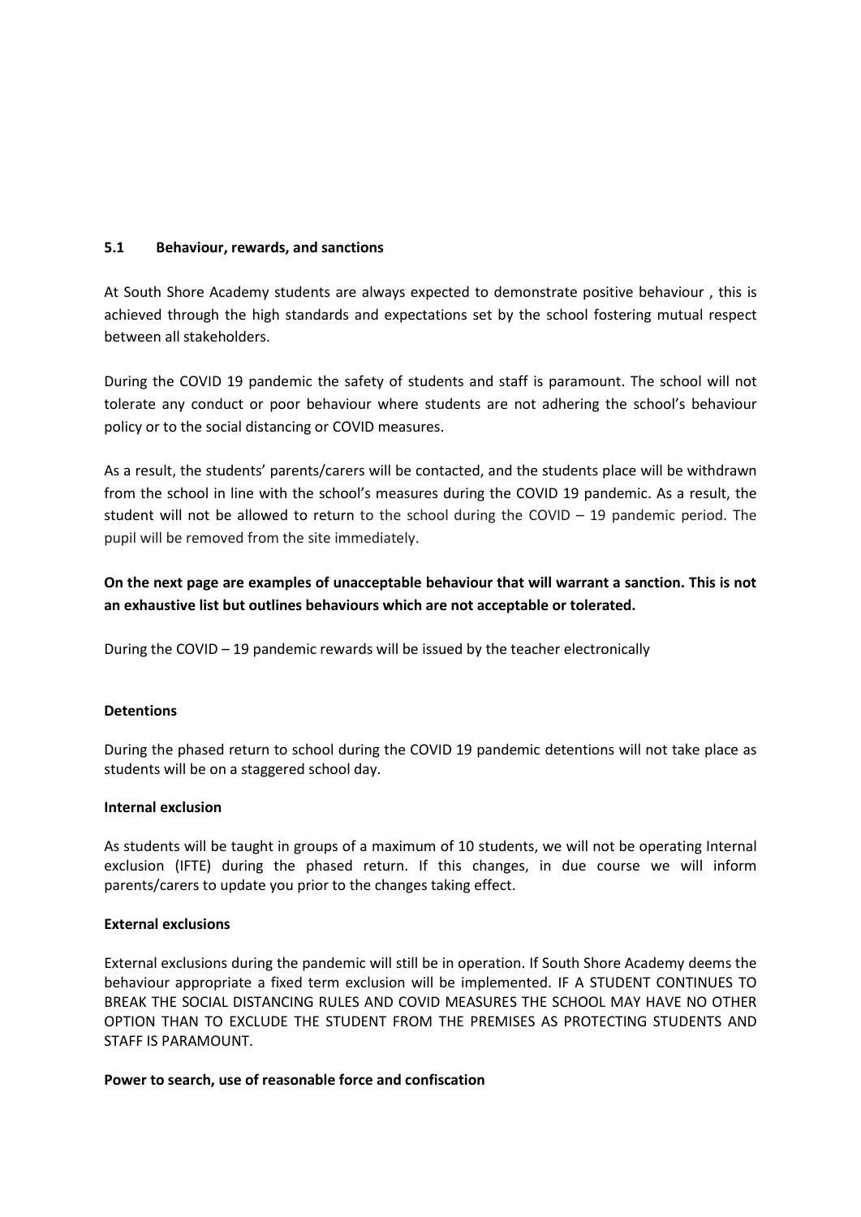### 5.1 Behaviour, rewards, and sanctions

At South Shore Academy students are always expected to demonstrate positive behaviour , this is achieved through the high standards and expectations set by the school fostering mutual respect between all stakeholders.

During the COVID 19 pandemic the safety of students and staff is paramount. The school will not tolerate any conduct or poor behaviour where students are not adhering the school's behaviour policy or to the social distancing or COVID measures.

As a result, the students' parents/carers will be contacted, and the students place will be withdrawn from the school in line with the school's measures during the COVID 19 pandemic. As a result, the student will not be allowed to return to the school during the COVID – 19 pandemic period. The pupil will be removed from the site immediately.

**On the next page are examples of unacceptable behaviour that will warrant a sanction. This is not an exhaustive list but outlines behaviours which are not acceptable or tolerated.**

During the COVID – 19 pandemic rewards will be issued by the teacher electronically

**Detentions**

During the phased return to school during the COVID 19 pandemic detentions will not take place as students will be on a staggered school day.

**Internal exclusion**

As students will be taught in groups of a maximum of 10 students, we will not be operating Internal exclusion (IFTE) during the phased return. If this changes, in due course we will inform parents/carers to update you prior to the changes taking effect.

**External exclusions**

External exclusions during the pandemic will still be in operation. If South Shore Academy deems the behaviour appropriate a fixed term exclusion will be implemented. IF A STUDENT CONTINUES TO BREAK THE SOCIAL DISTANCING RULES AND COVID MEASURES THE SCHOOL MAY HAVE NO OTHER OPTION THAN TO EXCLUDE THE STUDENT FROM THE PREMISES AS PROTECTING STUDENTS AND STAFF IS PARAMOUNT.

**Power to search, use of reasonable force and confiscation**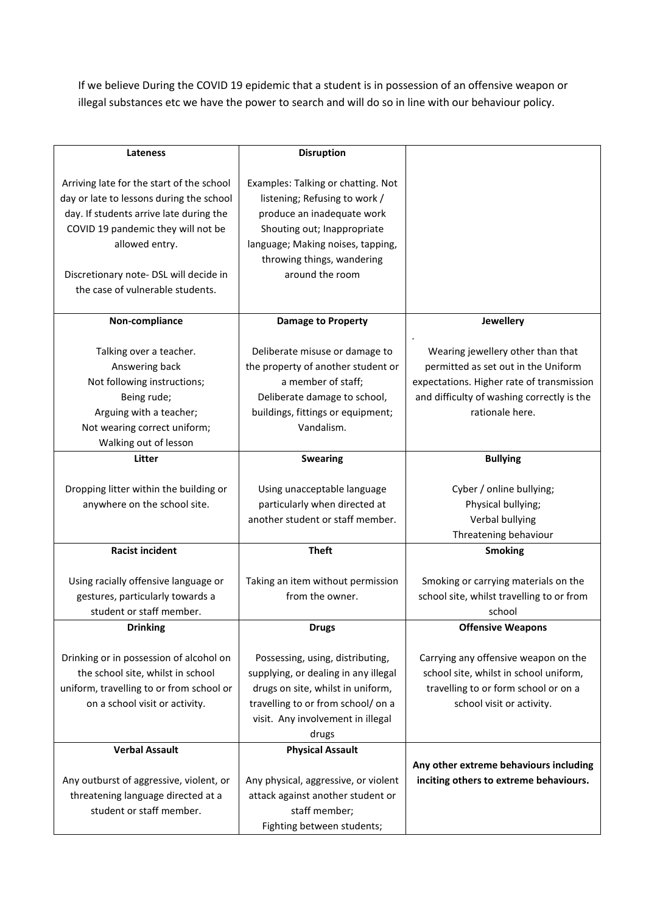If we believe During the COVID 19 epidemic that a student is in possession of an offensive weapon or illegal substances etc we have the power to search and will do so in line with our behaviour policy.

| **Lateness**<br><br>Arriving late for the start of the school day or late to lessons during the school day. If students arrive late during the COVID 19 pandemic they will not be allowed entry.<br><br>Discretionary note- DSL will decide in the case of vulnerable students. | **Disruption**<br><br>Examples: Talking or chatting. Not listening; Refusing to work / produce an inadequate work Shouting out; Inappropriate language; Making noises, tapping, throwing things, wandering around the room | |
|---|---|---|
| **Non-compliance**<br><br>Talking over a teacher.<br>Answering back<br>Not following instructions;<br>Being rude;<br>Arguing with a teacher;<br>Not wearing correct uniform;<br>Walking out of lesson | **Damage to Property**<br><br>Deliberate misuse or damage to the property of another student or a member of staff;<br>Deliberate damage to school, buildings, fittings or equipment;<br>Vandalism. | **Jewellery**<br>.<br>Wearing jewellery other than that permitted as set out in the Uniform expectations. Higher rate of transmission and difficulty of washing correctly is the rationale here. |
| **Litter**<br><br>Dropping litter within the building or anywhere on the school site. | **Swearing**<br><br>Using unacceptable language particularly when directed at another student or staff member. | **Bullying**<br><br>Cyber / online bullying;<br>Physical bullying;<br>Verbal bullying<br>Threatening behaviour |
| **Racist incident**<br><br>Using racially offensive language or gestures, particularly towards a student or staff member. | **Theft**<br><br>Taking an item without permission from the owner. | **Smoking**<br><br>Smoking or carrying materials on the school site, whilst travelling to or from school |
| **Drinking**<br><br>Drinking or in possession of alcohol on the school site, whilst in school uniform, travelling to or from school or on a school visit or activity. | **Drugs**<br><br>Possessing, using, distributing, supplying, or dealing in any illegal drugs on site, whilst in uniform, travelling to or from school/ on a visit. Any involvement in illegal drugs | **Offensive Weapons**<br><br>Carrying any offensive weapon on the school site, whilst in school uniform, travelling to or form school or on a school visit or activity. |
| **Verbal Assault**<br><br>Any outburst of aggressive, violent, or threatening language directed at a student or staff member. | **Physical Assault**<br><br>Any physical, aggressive, or violent attack against another student or staff member;<br>Fighting between students; | **Any other extreme behaviours including inciting others to extreme behaviours.** |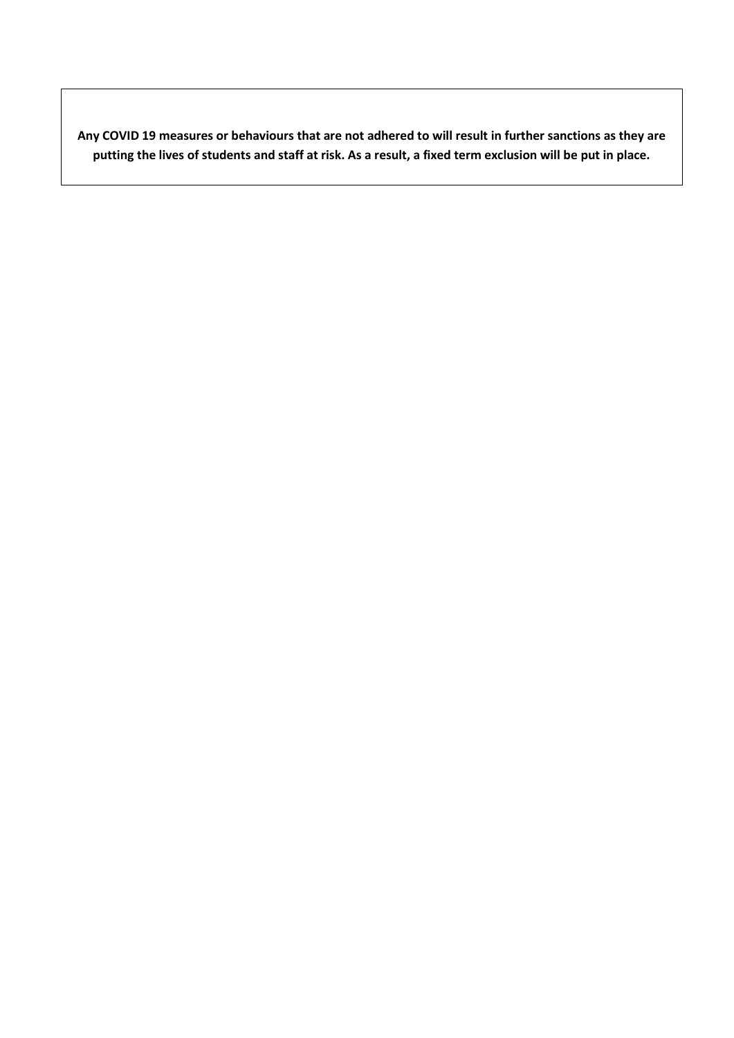**Any COVID 19 measures or behaviours that are not adhered to will result in further sanctions as they are putting the lives of students and staff at risk. As a result, a fixed term exclusion will be put in place.**